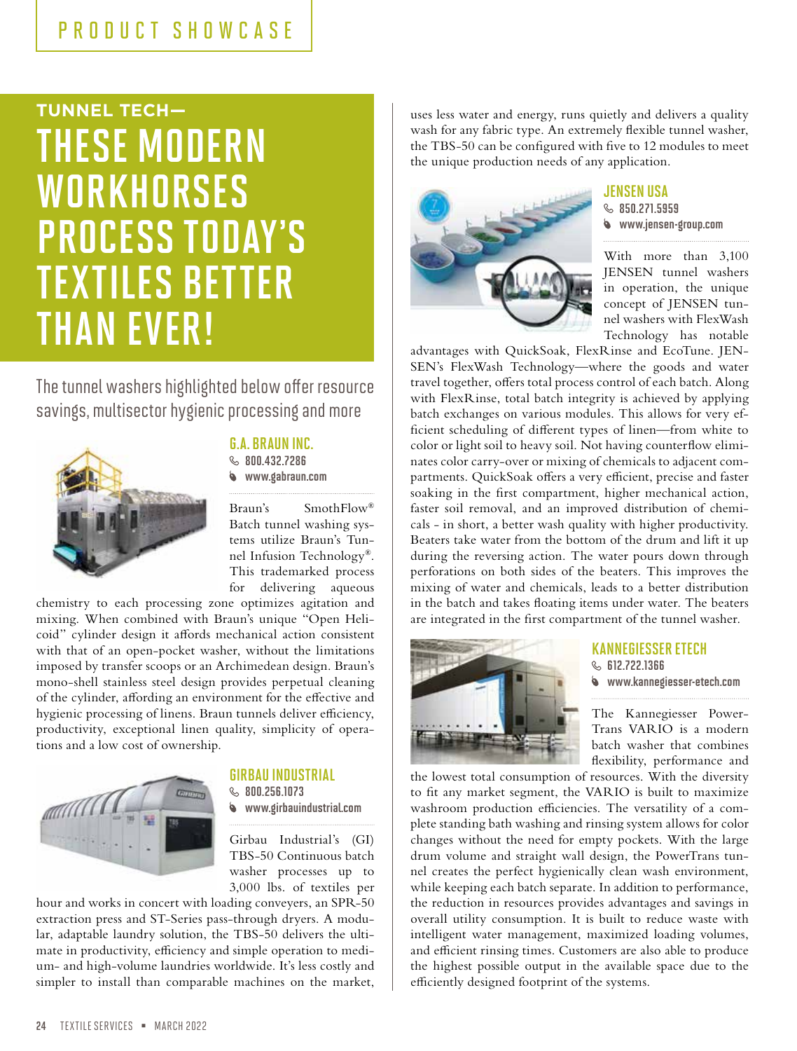PRODUCT SHOWCASE

## TUNNEL TECH—

# THESE MODERN WORKHORSES PROCESS TODAY'S TEXTILES BETTER THAN EVER!

The tunnel washers highlighted below offer resource savings, multisector hygienic processing and more

### G.A. BRAUN INC.

800.432.7286
www.gabraun.com

Braun's SmothFlow® Batch tunnel washing systems utilize Braun's Tunnel Infusion Technology®. This trademarked process for delivering aqueous chemistry to each processing zone optimizes agitation and mixing. When combined with Braun's unique "Open Helicoid" cylinder design it affords mechanical action consistent with that of an open-pocket washer, without the limitations imposed by transfer scoops or an Archimedean design. Braun's mono-shell stainless steel design provides perpetual cleaning of the cylinder, affording an environment for the effective and hygienic processing of linens. Braun tunnels deliver efficiency, productivity, exceptional linen quality, simplicity of operations and a low cost of ownership.

### GIRBAU INDUSTRIAL

800.256.1073
www.girbauindustrial.com

Girbau Industrial's (GI) TBS-50 Continuous batch washer processes up to 3,000 lbs. of textiles per hour and works in concert with loading conveyers, an SPR-50 extraction press and ST-Series pass-through dryers. A modular, adaptable laundry solution, the TBS-50 delivers the ultimate in productivity, efficiency and simple operation to medium- and high-volume laundries worldwide. It's less costly and simpler to install than comparable machines on the market, uses less water and energy, runs quietly and delivers a quality wash for any fabric type. An extremely flexible tunnel washer, the TBS-50 can be configured with five to 12 modules to meet the unique production needs of any application.

### JENSEN USA

850.271.5959
www.jensen-group.com

With more than 3,100 JENSEN tunnel washers in operation, the unique concept of JENSEN tunnel washers with FlexWash Technology has notable advantages with QuickSoak, FlexRinse and EcoTune. JENSEN's FlexWash Technology—where the goods and water travel together, offers total process control of each batch. Along with FlexRinse, total batch integrity is achieved by applying batch exchanges on various modules. This allows for very efficient scheduling of different types of linen—from white to color or light soil to heavy soil. Not having counterflow eliminates color carry-over or mixing of chemicals to adjacent compartments. QuickSoak offers a very efficient, precise and faster soaking in the first compartment, higher mechanical action, faster soil removal, and an improved distribution of chemicals - in short, a better wash quality with higher productivity. Beaters take water from the bottom of the drum and lift it up during the reversing action. The water pours down through perforations on both sides of the beaters. This improves the mixing of water and chemicals, leads to a better distribution in the batch and takes floating items under water. The beaters are integrated in the first compartment of the tunnel washer.

### KANNEGIESSER ETECH

612.722.1366
www.kannegiesser-etech.com

The Kannegiesser PowerTrans VARIO is a modern batch washer that combines flexibility, performance and the lowest total consumption of resources. With the diversity to fit any market segment, the VARIO is built to maximize washroom production efficiencies. The versatility of a complete standing bath washing and rinsing system allows for color changes without the need for empty pockets. With the large drum volume and straight wall design, the PowerTrans tunnel creates the perfect hygienically clean wash environment, while keeping each batch separate. In addition to performance, the reduction in resources provides advantages and savings in overall utility consumption. It is built to reduce waste with intelligent water management, maximized loading volumes, and efficient rinsing times. Customers are also able to produce the highest possible output in the available space due to the efficiently designed footprint of the systems.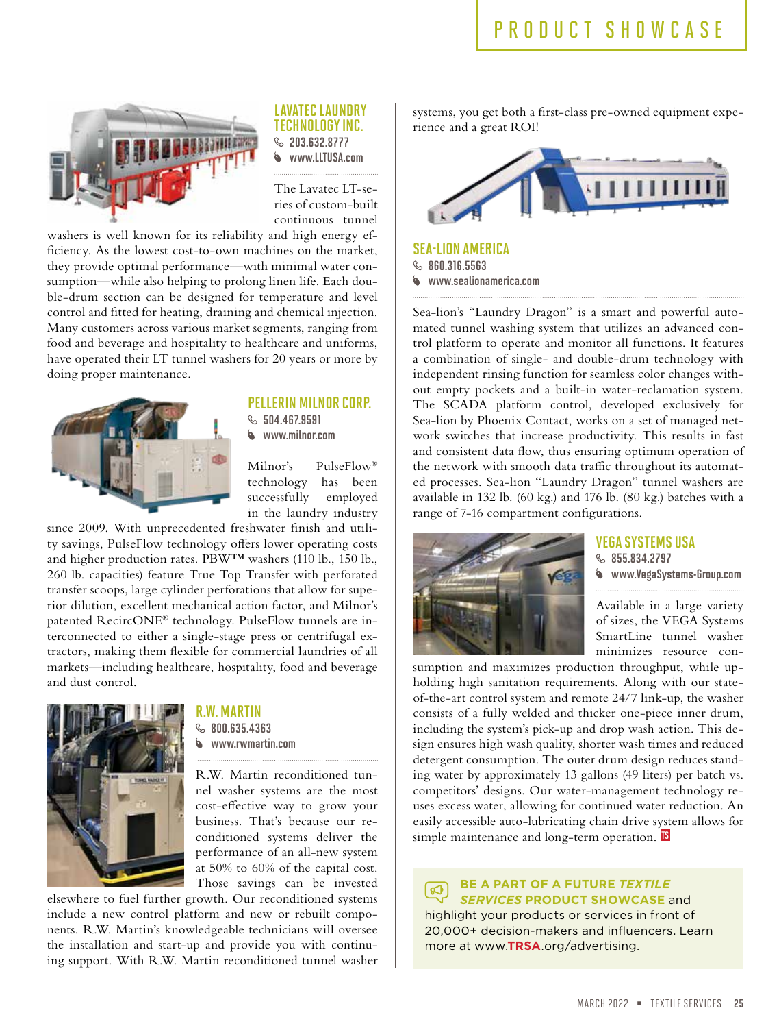## LAVATEC LAUNDRY TECHNOLOGY INC.

203.632.8777

www.LLTUSA.com

The Lavatec LT-series of custom-built continuous tunnel washers is well known for its reliability and high energy efficiency. As the lowest cost-to-own machines on the market, they provide optimal performance—with minimal water consumption—while also helping to prolong linen life. Each double-drum section can be designed for temperature and level control and fitted for heating, draining and chemical injection. Many customers across various market segments, ranging from food and beverage and hospitality to healthcare and uniforms, have operated their LT tunnel washers for 20 years or more by doing proper maintenance.

## PELLERIN MILNOR CORP.

504.467.9591

www.milnor.com

Milnor's PulseFlow® technology has been successfully employed in the laundry industry since 2009. With unprecedented freshwater finish and utility savings, PulseFlow technology offers lower operating costs and higher production rates. PBW™ washers (110 lb., 150 lb., 260 lb. capacities) feature True Top Transfer with perforated transfer scoops, large cylinder perforations that allow for superior dilution, excellent mechanical action factor, and Milnor's patented RecircONE® technology. PulseFlow tunnels are interconnected to either a single-stage press or centrifugal extractors, making them flexible for commercial laundries of all markets—including healthcare, hospitality, food and beverage and dust control.

## R.W. MARTIN

800.635.4363

www.rwmartin.com

R.W. Martin reconditioned tunnel washer systems are the most cost-effective way to grow your business. That's because our reconditioned systems deliver the performance of an all-new system at 50% to 60% of the capital cost. Those savings can be invested elsewhere to fuel further growth. Our reconditioned systems include a new control platform and new or rebuilt components. R.W. Martin's knowledgeable technicians will oversee the installation and start-up and provide you with continuing support. With R.W. Martin reconditioned tunnel washer systems, you get both a first-class pre-owned equipment experience and a great ROI!

## SEA-LION AMERICA

860.316.5563

www.sealionamerica.com

Sea-lion's "Laundry Dragon" is a smart and powerful automated tunnel washing system that utilizes an advanced control platform to operate and monitor all functions. It features a combination of single- and double-drum technology with independent rinsing function for seamless color changes without empty pockets and a built-in water-reclamation system. The SCADA platform control, developed exclusively for Sea-lion by Phoenix Contact, works on a set of managed network switches that increase productivity. This results in fast and consistent data flow, thus ensuring optimum operation of the network with smooth data traffic throughout its automated processes. Sea-lion "Laundry Dragon" tunnel washers are available in 132 lb. (60 kg.) and 176 lb. (80 kg.) batches with a range of 7-16 compartment configurations.

## VEGA SYSTEMS USA

855.834.2797

www.VegaSystems-Group.com

Available in a large variety of sizes, the VEGA Systems SmartLine tunnel washer minimizes resource consumption and maximizes production throughput, while upholding high sanitation requirements. Along with our state-of-the-art control system and remote 24/7 link-up, the washer consists of a fully welded and thicker one-piece inner drum, including the system's pick-up and drop wash action. This design ensures high wash quality, shorter wash times and reduced detergent consumption. The outer drum design reduces standing water by approximately 13 gallons (49 liters) per batch vs. competitors' designs. Our water-management technology reuses excess water, allowing for continued water reduction. An easily accessible auto-lubricating chain drive system allows for simple maintenance and long-term operation. TS

**BE A PART OF A FUTURE *TEXTILE SERVICES* PRODUCT SHOWCASE** and highlight your products or services in front of 20,000+ decision-makers and influencers. Learn more at www.TRSA.org/advertising.